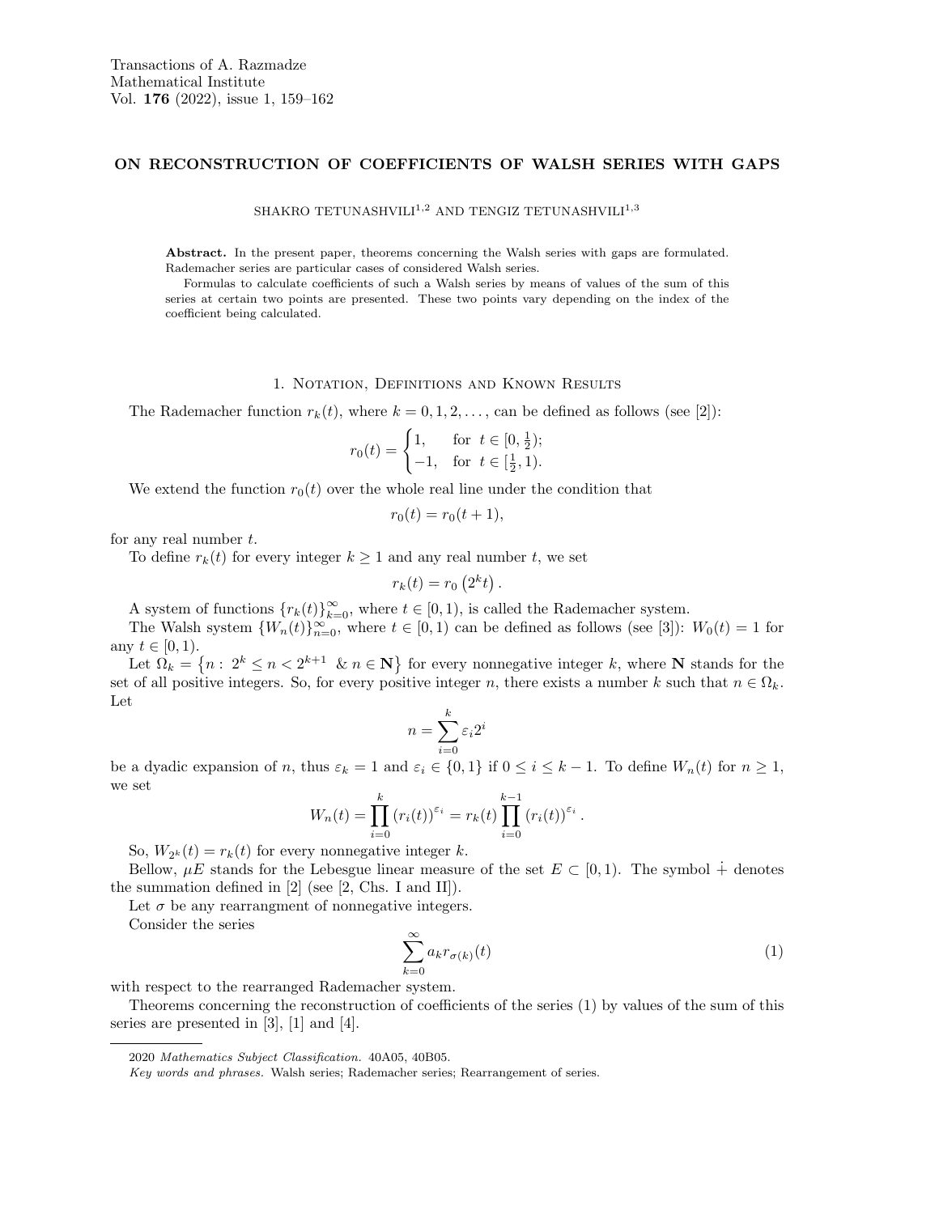# ON RECONSTRUCTION OF COEFFICIENTS OF WALSH SERIES WITH GAPS

SHAKRO TETUNASHVILI[1,2] AND TENGIZ TETUNASHVILI[1,3]

**Abstract.** In the present paper, theorems concerning the Walsh series with gaps are formulated. Rademacher series are particular cases of considered Walsh series.

Formulas to calculate coefficients of such a Walsh series by means of values of the sum of this series at certain two points are presented. These two points vary depending on the index of the coefficient being calculated.

## 1. Notation, Definitions and Known Results

The Rademacher function $r_k(t)$, where $k = 0, 1, 2, \ldots$, can be defined as follows (see [2]):

$$r_0(t) = \begin{cases} 1, & \text{for } t \in [0, \frac{1}{2}); \\ -1, & \text{for } t \in [\frac{1}{2}, 1). \end{cases}$$

We extend the function $r_0(t)$ over the whole real line under the condition that

$$r_0(t) = r_0(t+1),$$

for any real number $t$.

To define $r_k(t)$ for every integer $k \geq 1$ and any real number $t$, we set

$$r_k(t) = r_0\left(2^k t\right).$$

A system of functions $\{r_k(t)\}_{k=0}^{\infty}$, where $t \in [0, 1)$, is called the Rademacher system.

The Walsh system $\{W_n(t)\}_{n=0}^{\infty}$, where $t \in [0, 1)$ can be defined as follows (see [3]): $W_0(t) = 1$ for any $t \in [0, 1)$.

Let $\Omega_k = \left\{n : \ 2^k \leq n < 2^{k+1} \ \& \ n \in \mathbf{N}\right\}$ for every nonnegative integer $k$, where $\mathbf{N}$ stands for the set of all positive integers. So, for every positive integer $n$, there exists a number $k$ such that $n \in \Omega_k$. Let

$$n = \sum_{i=0}^{k} \varepsilon_i 2^i$$

be a dyadic expansion of $n$, thus $\varepsilon_k = 1$ and $\varepsilon_i \in \{0, 1\}$ if $0 \leq i \leq k-1$. To define $W_n(t)$ for $n \geq 1$, we set

$$W_n(t) = \prod_{i=0}^{k} \left(r_i(t)\right)^{\varepsilon_i} = r_k(t) \prod_{i=0}^{k-1} \left(r_i(t)\right)^{\varepsilon_i}.$$

So, $W_{2^k}(t) = r_k(t)$ for every nonnegative integer $k$.

Bellow, $\mu E$ stands for the Lebesgue linear measure of the set $E \subset [0, 1)$. The symbol $\dot{+}$ denotes the summation defined in [2] (see [2, Chs. I and II]).

Let $\sigma$ be any rearrangment of nonnegative integers.

Consider the series

$$\sum_{k=0}^{\infty} a_k r_{\sigma(k)}(t) \tag{1}$$

with respect to the rearranged Rademacher system.

Theorems concerning the reconstruction of coefficients of the series (1) by values of the sum of this series are presented in [3], [1] and [4].

---

2020 *Mathematics Subject Classification.* 40A05, 40B05.

*Key words and phrases.* Walsh series; Rademacher series; Rearrangement of series.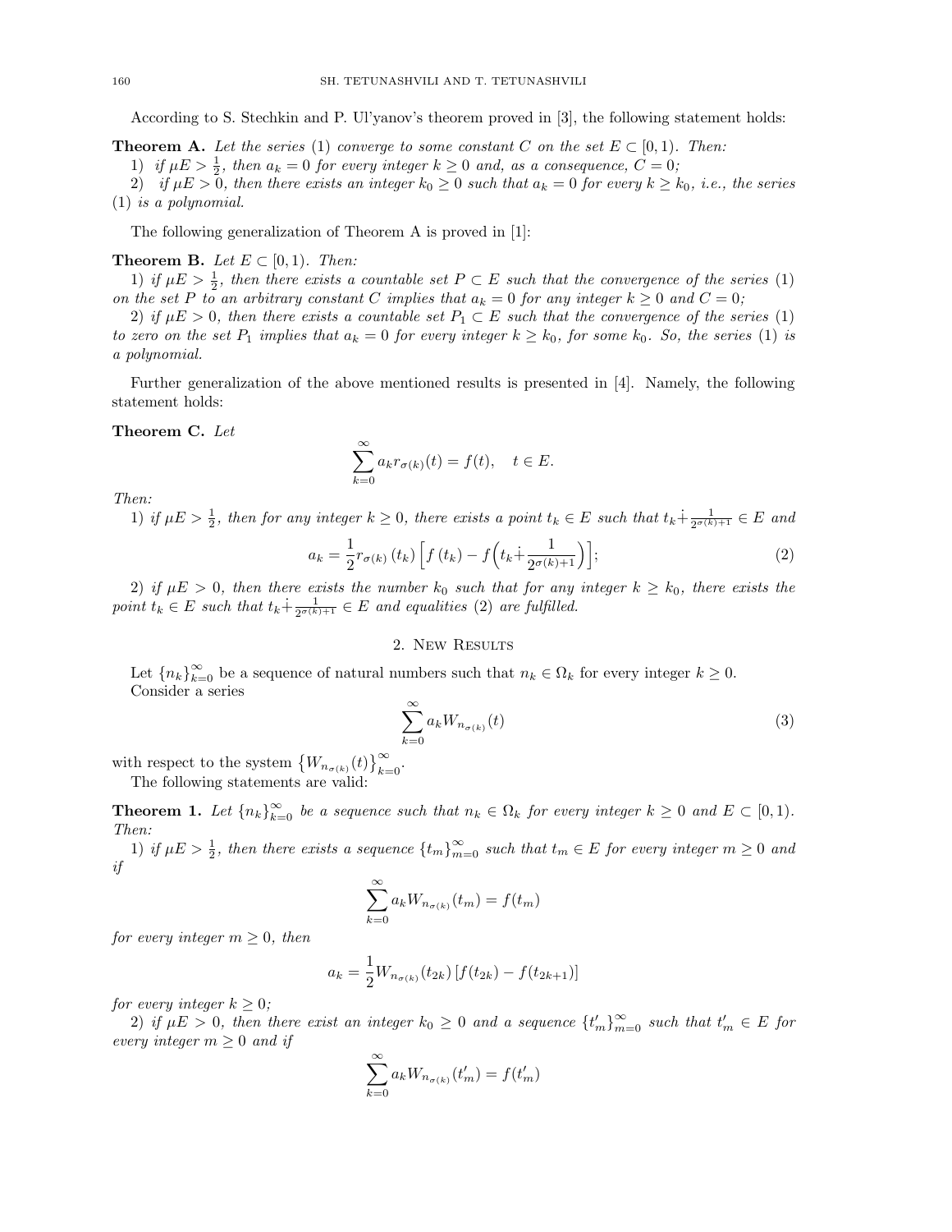According to S. Stechkin and P. Ul'yanov's theorem proved in [3], the following statement holds:

**Theorem A.** *Let the series* (1) *converge to some constant $C$ on the set $E \subset [0,1)$. Then:*

1) *if $\mu E > \frac{1}{2}$, then $a_k = 0$ for every integer $k \geq 0$ and, as a consequence, $C = 0$;*

2) *if $\mu E > 0$, then there exists an integer $k_0 \geq 0$ such that $a_k = 0$ for every $k \geq k_0$, i.e., the series* (1) *is a polynomial.*

The following generalization of Theorem A is proved in [1]:

**Theorem B.** *Let $E \subset [0,1)$. Then:*

1) *if $\mu E > \frac{1}{2}$, then there exists a countable set $P \subset E$ such that the convergence of the series* (1) *on the set $P$ to an arbitrary constant $C$ implies that $a_k = 0$ for any integer $k \geq 0$ and $C = 0$;*

2) *if $\mu E > 0$, then there exists a countable set $P_1 \subset E$ such that the convergence of the series* (1) *to zero on the set $P_1$ implies that $a_k = 0$ for every integer $k \geq k_0$, for some $k_0$. So, the series* (1) *is a polynomial.*

Further generalization of the above mentioned results is presented in [4]. Namely, the following statement holds:

**Theorem C.** *Let*

$$\sum_{k=0}^{\infty} a_k r_{\sigma(k)}(t) = f(t), \quad t \in E.$$

*Then:*

1) *if $\mu E > \frac{1}{2}$, then for any integer $k \geq 0$, there exists a point $t_k \in E$ such that $t_k \dot{+} \frac{1}{2^{\sigma(k)+1}} \in E$ and*

$$a_k = \frac{1}{2} r_{\sigma(k)}(t_k) \Big[ f(t_k) - f\Big( t_k \dot{+} \frac{1}{2^{\sigma(k)+1}} \Big) \Big]; \tag{2}$$

2) *if $\mu E > 0$, then there exists the number $k_0$ such that for any integer $k \geq k_0$, there exists the point $t_k \in E$ such that $t_k \dot{+} \frac{1}{2^{\sigma(k)+1}} \in E$ and equalities* (2) *are fulfilled.*

## 2. New Results

Let $\{n_k\}_{k=0}^{\infty}$ be a sequence of natural numbers such that $n_k \in \Omega_k$ for every integer $k \geq 0$.

Consider a series

$$\sum_{k=0}^{\infty} a_k W_{n_{\sigma(k)}}(t) \tag{3}$$

with respect to the system $\{W_{n_{\sigma(k)}}(t)\}_{k=0}^{\infty}$.

The following statements are valid:

**Theorem 1.** *Let $\{n_k\}_{k=0}^{\infty}$ be a sequence such that $n_k \in \Omega_k$ for every integer $k \geq 0$ and $E \subset [0,1)$. Then:*

1) *if $\mu E > \frac{1}{2}$, then there exists a sequence $\{t_m\}_{m=0}^{\infty}$ such that $t_m \in E$ for every integer $m \geq 0$ and if*

$$\sum_{k=0}^{\infty} a_k W_{n_{\sigma(k)}}(t_m) = f(t_m)$$

*for every integer $m \geq 0$, then*

$$a_k = \frac{1}{2} W_{n_{\sigma(k)}}(t_{2k}) \left[ f(t_{2k}) - f(t_{2k+1}) \right]$$

*for every integer $k \geq 0$;*

2) *if $\mu E > 0$, then there exist an integer $k_0 \geq 0$ and a sequence $\{t'_m\}_{m=0}^{\infty}$ such that $t'_m \in E$ for every integer $m \geq 0$ and if*

$$\sum_{k=0}^{\infty} a_k W_{n_{\sigma(k)}}(t'_m) = f(t'_m)$$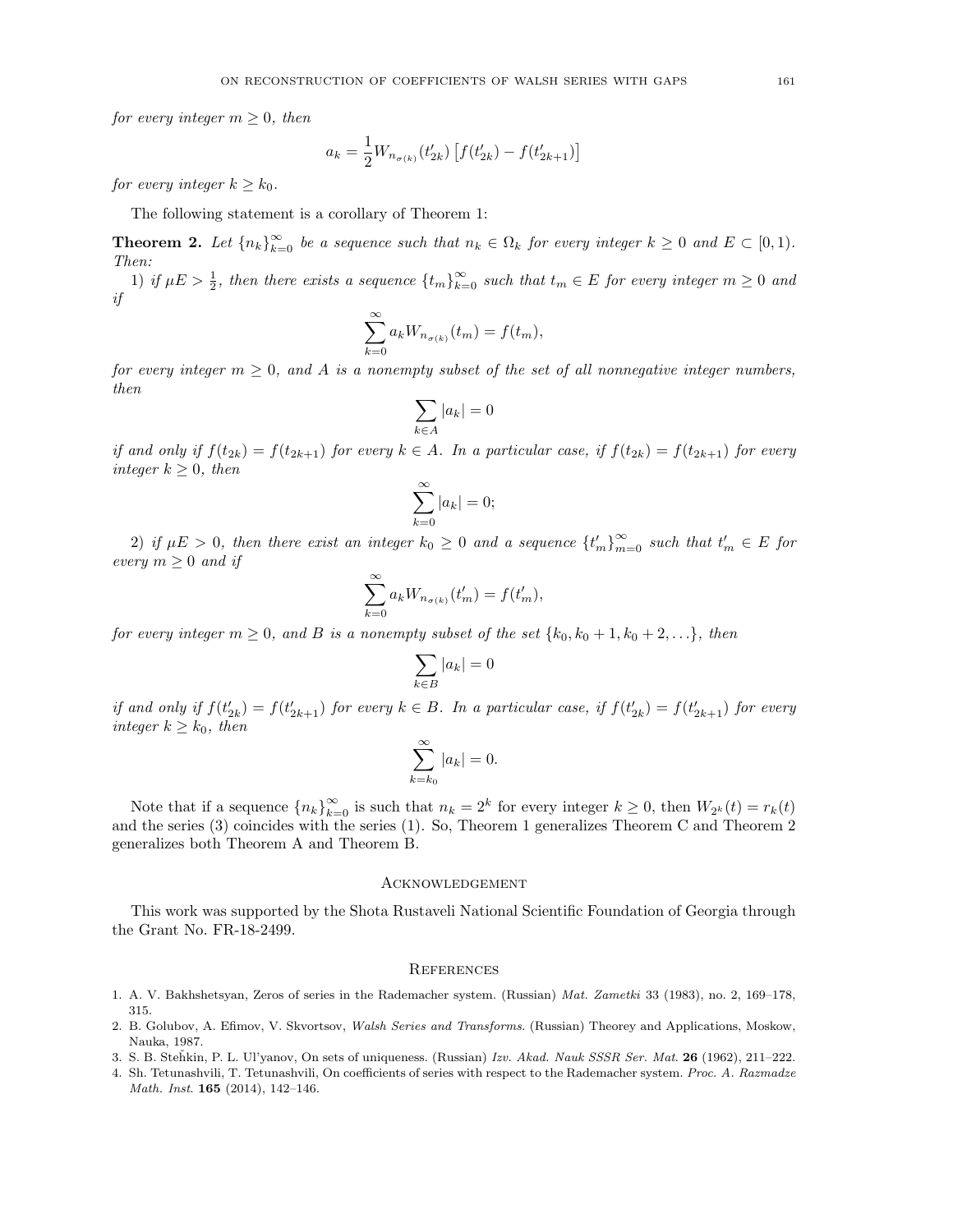*for every integer* $m \geq 0$*, then*

$$a_k = \frac{1}{2} W_{n_{\sigma(k)}}(t'_{2k}) \left[ f(t'_{2k}) - f(t'_{2k+1}) \right]$$

*for every integer* $k \geq k_0$.

The following statement is a corollary of Theorem 1:

**Theorem 2.** *Let* $\{n_k\}_{k=0}^{\infty}$ *be a sequence such that* $n_k \in \Omega_k$ *for every integer* $k \geq 0$ *and* $E \subset [0, 1)$*. Then:*

1) *if* $\mu E > \frac{1}{2}$*, then there exists a sequence* $\{t_m\}_{k=0}^{\infty}$ *such that* $t_m \in E$ *for every integer* $m \geq 0$ *and if*

$$\sum_{k=0}^{\infty} a_k W_{n_{\sigma(k)}}(t_m) = f(t_m),$$

*for every integer* $m \geq 0$*, and* $A$ *is a nonempty subset of the set of all nonnegative integer numbers, then*

$$\sum_{k \in A} |a_k| = 0$$

*if and only if* $f(t_{2k}) = f(t_{2k+1})$ *for every* $k \in A$*. In a particular case, if* $f(t_{2k}) = f(t_{2k+1})$ *for every integer* $k \geq 0$*, then*

$$\sum_{k=0}^{\infty} |a_k| = 0;$$

2) *if* $\mu E > 0$*, then there exist an integer* $k_0 \geq 0$ *and a sequence* $\{t'_m\}_{m=0}^{\infty}$ *such that* $t'_m \in E$ *for every* $m \geq 0$ *and if*

$$\sum_{k=0}^{\infty} a_k W_{n_{\sigma(k)}}(t'_m) = f(t'_m),$$

*for every integer* $m \geq 0$*, and* $B$ *is a nonempty subset of the set* $\{k_0, k_0 + 1, k_0 + 2, \ldots\}$*, then*

$$\sum_{k \in B} |a_k| = 0$$

*if and only if* $f(t'_{2k}) = f(t'_{2k+1})$ *for every* $k \in B$*. In a particular case, if* $f(t'_{2k}) = f(t'_{2k+1})$ *for every integer* $k \geq k_0$*, then*

$$\sum_{k=k_0}^{\infty} |a_k| = 0.$$

Note that if a sequence $\{n_k\}_{k=0}^{\infty}$ is such that $n_k = 2^k$ for every integer $k \geq 0$, then $W_{2^k}(t) = r_k(t)$ and the series (3) coincides with the series (1). So, Theorem 1 generalizes Theorem C and Theorem 2 generalizes both Theorem A and Theorem B.

## Acknowledgement

This work was supported by the Shota Rustaveli National Scientific Foundation of Georgia through the Grant No. FR-18-2499.

## References

1. A. V. Bakhshetsyan, Zeros of series in the Rademacher system. (Russian) *Mat. Zametki* 33 (1983), no. 2, 169–178, 315.
2. B. Golubov, A. Efimov, V. Skvortsov, *Walsh Series and Transforms*. (Russian) Theorey and Applications, Moskow, Nauka, 1987.
3. S. B. Stečkin, P. L. Ul'yanov, On sets of uniqueness. (Russian) *Izv. Akad. Nauk SSSR Ser. Mat.* **26** (1962), 211–222.
4. Sh. Tetunashvili, T. Tetunashvili, On coefficients of series with respect to the Rademacher system. *Proc. A. Razmadze Math. Inst.* **165** (2014), 142–146.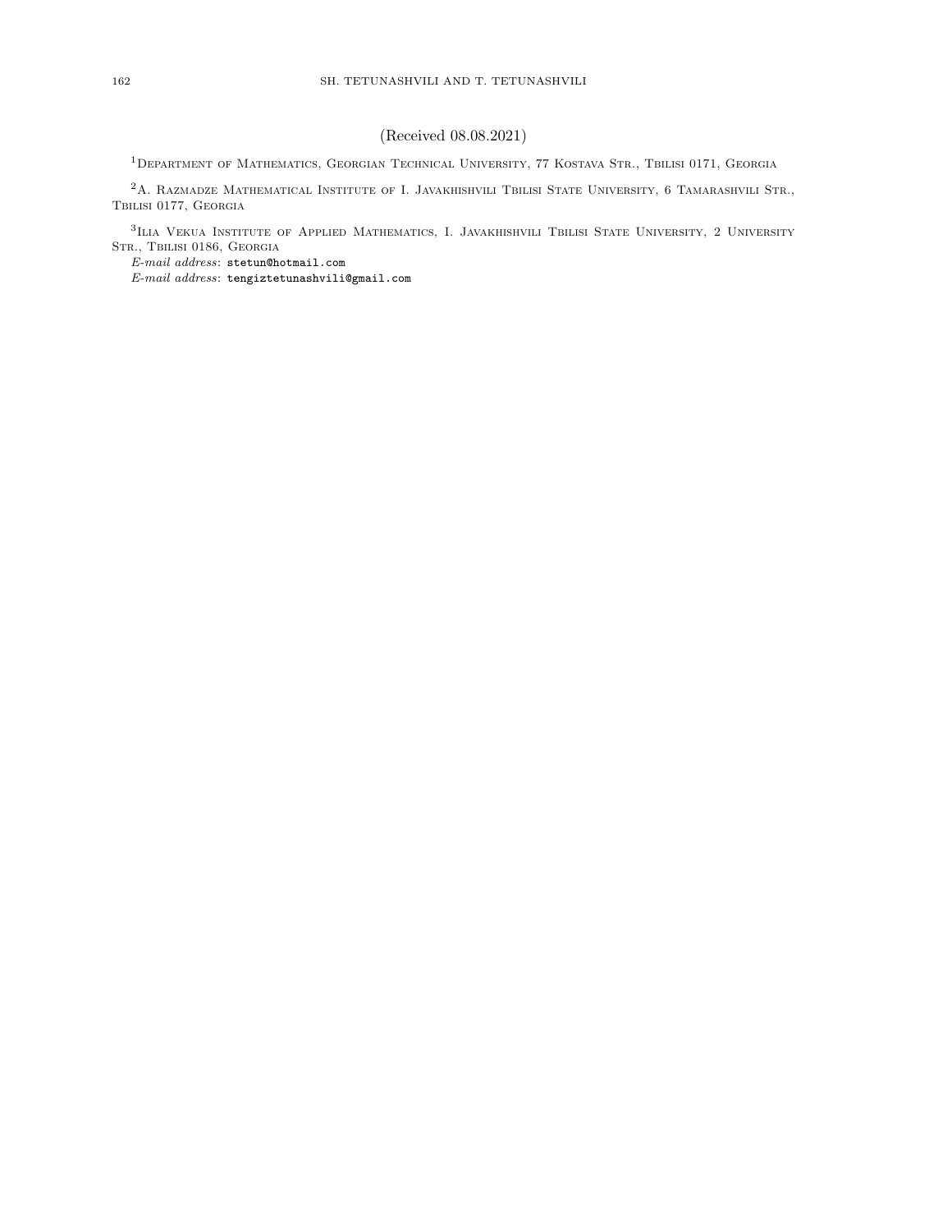(Received 08.08.2021)

[1]Department of Mathematics, Georgian Technical University, 77 Kostava Str., Tbilisi 0171, Georgia

[2]A. Razmadze Mathematical Institute of I. Javakhishvili Tbilisi State University, 6 Tamarashvili Str., Tbilisi 0177, Georgia

[3]Ilia Vekua Institute of Applied Mathematics, I. Javakhishvili Tbilisi State University, 2 University Str., Tbilisi 0186, Georgia

*E-mail address*: stetun@hotmail.com

*E-mail address*: tengiztetunashvili@gmail.com